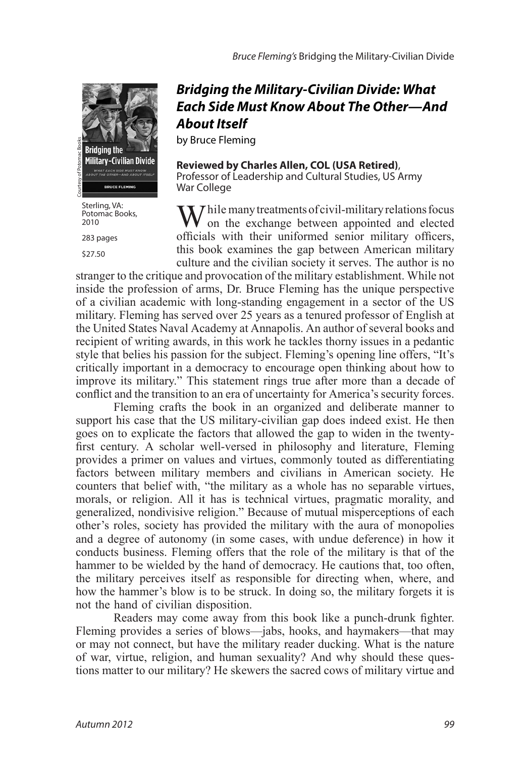## *Bridging the Military-Civilian Divide: What Each Side Must Know About The Other—And About Itself*

by Bruce Fleming

**Reviewed by Charles Allen, COL (USA Retired)**, Professor of Leadership and Cultural Studies, US Army War College

Sterling, VA: Potomac Books, 2010

283 pages

$27.50

While many treatments of civil-military relations focus on the exchange between appointed and elected officials with their uniformed senior military officers, this book examines the gap between American military culture and the civilian society it serves. The author is no stranger to the critique and provocation of the military establishment. While not inside the profession of arms, Dr. Bruce Fleming has the unique perspective of a civilian academic with long-standing engagement in a sector of the US military. Fleming has served over 25 years as a tenured professor of English at the United States Naval Academy at Annapolis. An author of several books and recipient of writing awards, in this work he tackles thorny issues in a pedantic style that belies his passion for the subject. Fleming's opening line offers, "It's critically important in a democracy to encourage open thinking about how to improve its military." This statement rings true after more than a decade of conflict and the transition to an era of uncertainty for America's security forces.

Fleming crafts the book in an organized and deliberate manner to support his case that the US military-civilian gap does indeed exist. He then goes on to explicate the factors that allowed the gap to widen in the twenty-first century. A scholar well-versed in philosophy and literature, Fleming provides a primer on values and virtues, commonly touted as differentiating factors between military members and civilians in American society. He counters that belief with, "the military as a whole has no separable virtues, morals, or religion. All it has is technical virtues, pragmatic morality, and generalized, nondivisive religion." Because of mutual misperceptions of each other's roles, society has provided the military with the aura of monopolies and a degree of autonomy (in some cases, with undue deference) in how it conducts business. Fleming offers that the role of the military is that of the hammer to be wielded by the hand of democracy. He cautions that, too often, the military perceives itself as responsible for directing when, where, and how the hammer's blow is to be struck. In doing so, the military forgets it is not the hand of civilian disposition.

Readers may come away from this book like a punch-drunk fighter. Fleming provides a series of blows—jabs, hooks, and haymakers—that may or may not connect, but have the military reader ducking. What is the nature of war, virtue, religion, and human sexuality? And why should these questions matter to our military? He skewers the sacred cows of military virtue and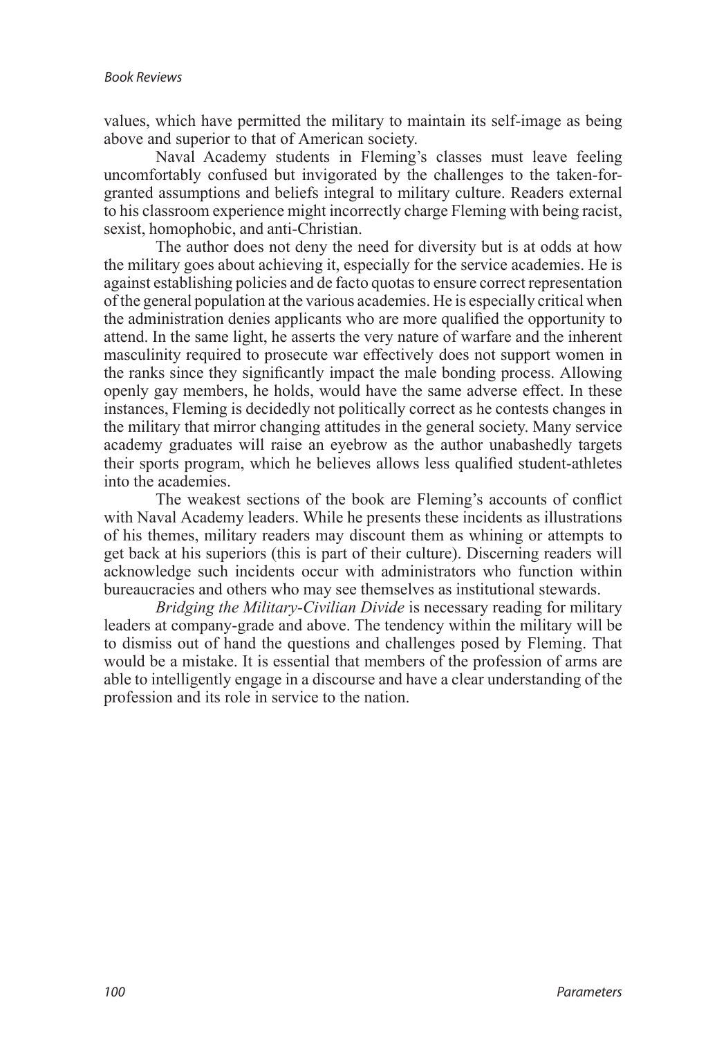values, which have permitted the military to maintain its self-image as being above and superior to that of American society.

Naval Academy students in Fleming's classes must leave feeling uncomfortably confused but invigorated by the challenges to the taken-for-granted assumptions and beliefs integral to military culture. Readers external to his classroom experience might incorrectly charge Fleming with being racist, sexist, homophobic, and anti-Christian.

The author does not deny the need for diversity but is at odds at how the military goes about achieving it, especially for the service academies. He is against establishing policies and de facto quotas to ensure correct representation of the general population at the various academies. He is especially critical when the administration denies applicants who are more qualified the opportunity to attend. In the same light, he asserts the very nature of warfare and the inherent masculinity required to prosecute war effectively does not support women in the ranks since they significantly impact the male bonding process. Allowing openly gay members, he holds, would have the same adverse effect. In these instances, Fleming is decidedly not politically correct as he contests changes in the military that mirror changing attitudes in the general society. Many service academy graduates will raise an eyebrow as the author unabashedly targets their sports program, which he believes allows less qualified student-athletes into the academies.

The weakest sections of the book are Fleming's accounts of conflict with Naval Academy leaders. While he presents these incidents as illustrations of his themes, military readers may discount them as whining or attempts to get back at his superiors (this is part of their culture). Discerning readers will acknowledge such incidents occur with administrators who function within bureaucracies and others who may see themselves as institutional stewards.

*Bridging the Military-Civilian Divide* is necessary reading for military leaders at company-grade and above. The tendency within the military will be to dismiss out of hand the questions and challenges posed by Fleming. That would be a mistake. It is essential that members of the profession of arms are able to intelligently engage in a discourse and have a clear understanding of the profession and its role in service to the nation.